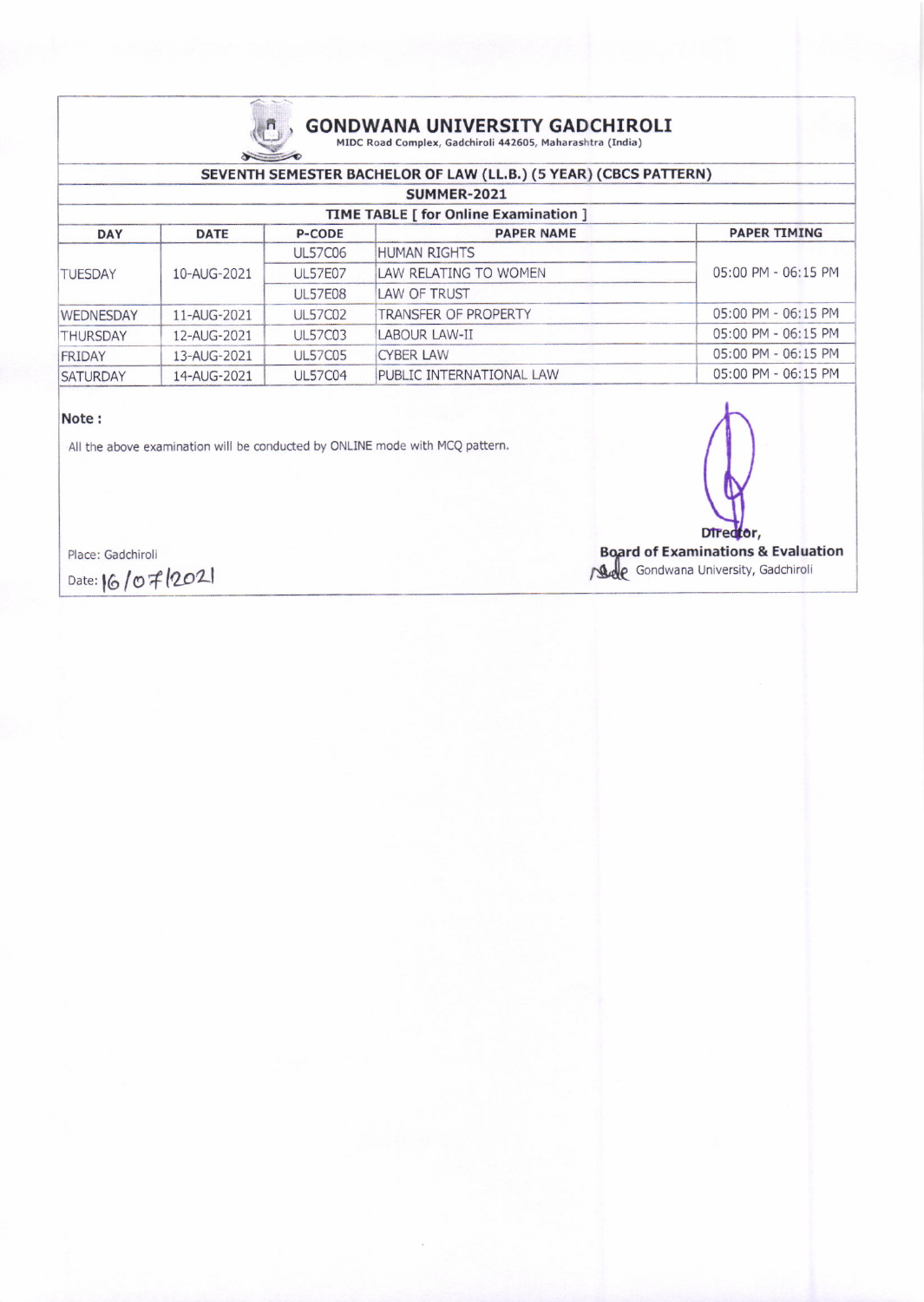# GONDWANA UNIVERSITY GADCHIROLI

MIDC Road Complex, Gadchiroli 442605, Maharashtra (India)

## SEVENTH SEMESTER BACHELOR OF LAW (LL.B.) (5 YEAR) (CBCS PATTERN)

### SUMMER-2021

### TIME TABLE [ for Online Examination ]

| DAY | DATE | P-CODE | PAPER NAME | PAPER TIMING |
|---|---|---|---|---|
| TUESDAY | 10-AUG-2021 | UL57C06 | HUMAN RIGHTS | 05:00 PM - 06:15 PM |
| | | UL57E07 | LAW RELATING TO WOMEN | |
| | | UL57E08 | LAW OF TRUST | |
| WEDNESDAY | 11-AUG-2021 | UL57C02 | TRANSFER OF PROPERTY | 05:00 PM - 06:15 PM |
| THURSDAY | 12-AUG-2021 | UL57C03 | LABOUR LAW-II | 05:00 PM - 06:15 PM |
| FRIDAY | 13-AUG-2021 | UL57C05 | CYBER LAW | 05:00 PM - 06:15 PM |
| SATURDAY | 14-AUG-2021 | UL57C04 | PUBLIC INTERNATIONAL LAW | 05:00 PM - 06:15 PM |

**Note :**

All the above examination will be conducted by ONLINE mode with MCQ pattern.

Place: Gadchiroli

Date: 16/07/2021

**Director,**

**Board of Examinations & Evaluation**

Gondwana University, Gadchiroli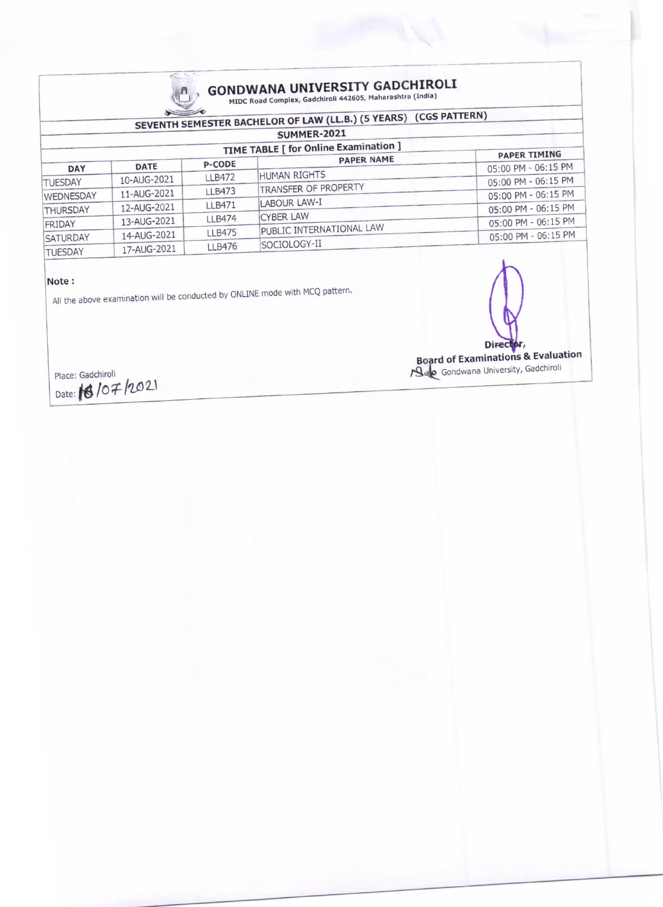# GONDWANA UNIVERSITY GADCHIROLI

MIDC Road Complex, Gadchiroli 442605, Maharashtra (India)

## SEVENTH SEMESTER BACHELOR OF LAW (LL.B.) (5 YEARS) (CGS PATTERN)

### SUMMER-2021

### TIME TABLE [ for Online Examination ]

| DAY | DATE | P-CODE | PAPER NAME | PAPER TIMING |
|---|---|---|---|---|
| TUESDAY | 10-AUG-2021 | LLB472 | HUMAN RIGHTS | 05:00 PM - 06:15 PM |
| WEDNESDAY | 11-AUG-2021 | LLB473 | TRANSFER OF PROPERTY | 05:00 PM - 06:15 PM |
| THURSDAY | 12-AUG-2021 | LLB471 | LABOUR LAW-I | 05:00 PM - 06:15 PM |
| FRIDAY | 13-AUG-2021 | LLB474 | CYBER LAW | 05:00 PM - 06:15 PM |
| SATURDAY | 14-AUG-2021 | LLB475 | PUBLIC INTERNATIONAL LAW | 05:00 PM - 06:15 PM |
| TUESDAY | 17-AUG-2021 | LLB476 | SOCIOLOGY-II | 05:00 PM - 06:15 PM |

**Note :**

All the above examination will be conducted by ONLINE mode with MCQ pattern.

Place: Gadchiroli

Date: 16/07/2021

**Director,**
**Board of Examinations & Evaluation**
Gondwana University, Gadchiroli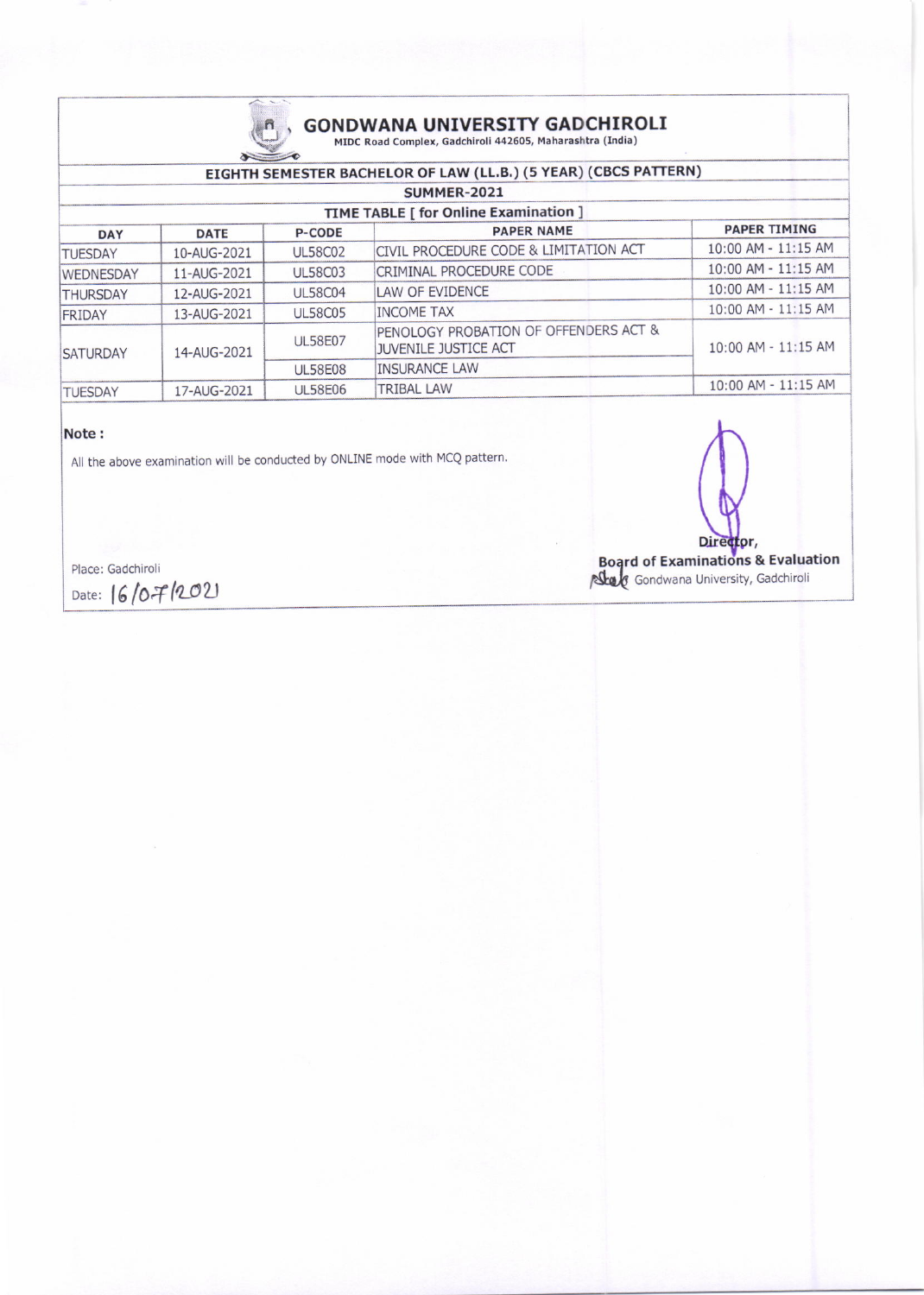# GONDWANA UNIVERSITY GADCHIROLI

MIDC Road Complex, Gadchiroli 442605, Maharashtra (India)

## EIGHTH SEMESTER BACHELOR OF LAW (LL.B.) (5 YEAR) (CBCS PATTERN)

### SUMMER-2021

### TIME TABLE [ for Online Examination ]

| DAY | DATE | P-CODE | PAPER NAME | PAPER TIMING |
|---|---|---|---|---|
| TUESDAY | 10-AUG-2021 | UL58C02 | CIVIL PROCEDURE CODE & LIMITATION ACT | 10:00 AM - 11:15 AM |
| WEDNESDAY | 11-AUG-2021 | UL58C03 | CRIMINAL PROCEDURE CODE | 10:00 AM - 11:15 AM |
| THURSDAY | 12-AUG-2021 | UL58C04 | LAW OF EVIDENCE | 10:00 AM - 11:15 AM |
| FRIDAY | 13-AUG-2021 | UL58C05 | INCOME TAX | 10:00 AM - 11:15 AM |
| SATURDAY | 14-AUG-2021 | UL58E07 | PENOLOGY PROBATION OF OFFENDERS ACT & JUVENILE JUSTICE ACT | 10:00 AM - 11:15 AM |
| | | UL58E08 | INSURANCE LAW | |
| TUESDAY | 17-AUG-2021 | UL58E06 | TRIBAL LAW | 10:00 AM - 11:15 AM |

**Note :**

All the above examination will be conducted by ONLINE mode with MCQ pattern.

Place: Gadchiroli

Date: 16/07/2021

Director,

**Board of Examinations & Evaluation**

Gondwana University, Gadchiroli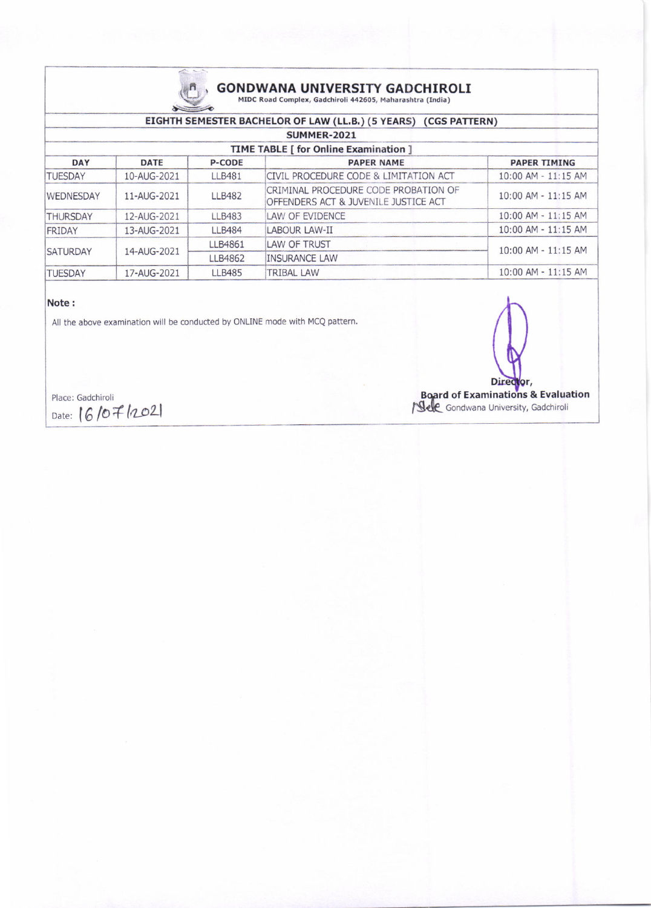# GONDWANA UNIVERSITY GADCHIROLI

MIDC Road Complex, Gadchiroli 442605, Maharashtra (India)

## EIGHTH SEMESTER BACHELOR OF LAW (LL.B.) (5 YEARS) (CGS PATTERN)

### SUMMER-2021

### TIME TABLE [ for Online Examination ]

| DAY | DATE | P-CODE | PAPER NAME | PAPER TIMING |
|---|---|---|---|---|
| TUESDAY | 10-AUG-2021 | LLB481 | CIVIL PROCEDURE CODE & LIMITATION ACT | 10:00 AM - 11:15 AM |
| WEDNESDAY | 11-AUG-2021 | LLB482 | CRIMINAL PROCEDURE CODE PROBATION OF OFFENDERS ACT & JUVENILE JUSTICE ACT | 10:00 AM - 11:15 AM |
| THURSDAY | 12-AUG-2021 | LLB483 | LAW OF EVIDENCE | 10:00 AM - 11:15 AM |
| FRIDAY | 13-AUG-2021 | LLB484 | LABOUR LAW-II | 10:00 AM - 11:15 AM |
| SATURDAY | 14-AUG-2021 | LLB4861 | LAW OF TRUST | 10:00 AM - 11:15 AM |
| | | LLB4862 | INSURANCE LAW | |
| TUESDAY | 17-AUG-2021 | LLB485 | TRIBAL LAW | 10:00 AM - 11:15 AM |

**Note :**

All the above examination will be conducted by ONLINE mode with MCQ pattern.

Place: Gadchiroli

Date: 16/07/2021

Director,
**Board of Examinations & Evaluation**
Gondwana University, Gadchiroli